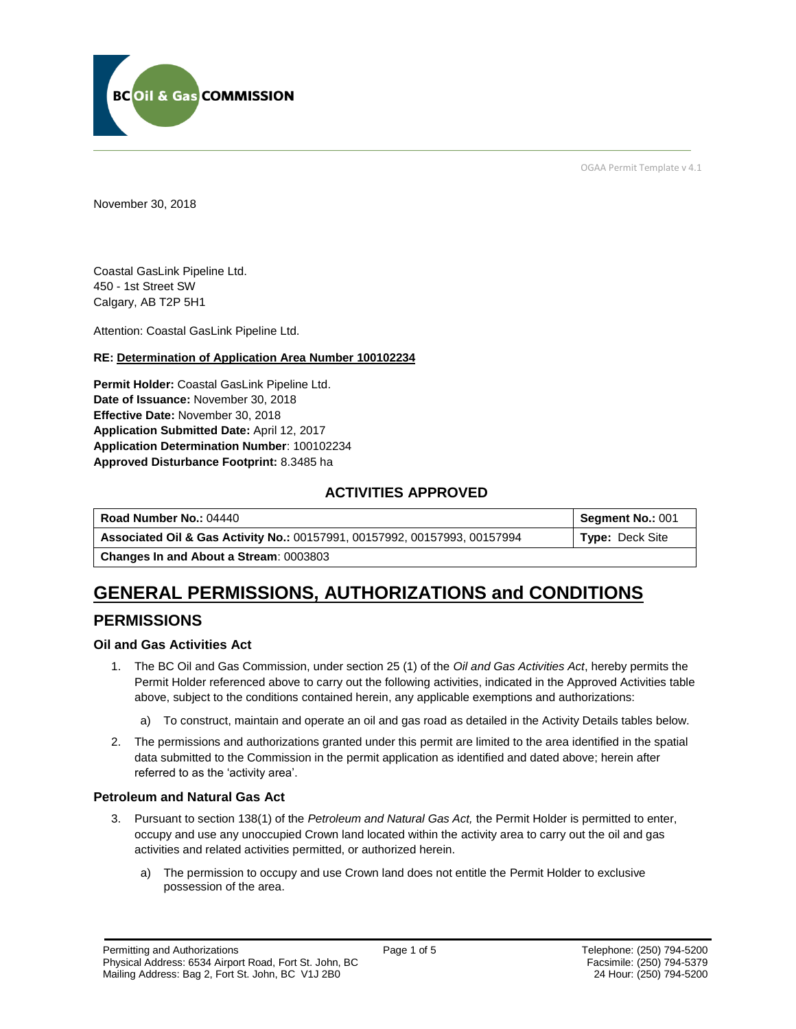OGAA Permit Template v 4.1

November 30, 2018

Coastal GasLink Pipeline Ltd.
450 - 1st Street SW
Calgary, AB T2P 5H1

Attention: Coastal GasLink Pipeline Ltd.

**RE: Determination of Application Area Number 100102234**

**Permit Holder:** Coastal GasLink Pipeline Ltd.
**Date of Issuance:** November 30, 2018
**Effective Date:** November 30, 2018
**Application Submitted Date:** April 12, 2017
**Application Determination Number**: 100102234
**Approved Disturbance Footprint:** 8.3485 ha

### ACTIVITIES APPROVED

| **Road Number No.:** 04440 | **Segment No.:** 001 |
|---|---|
| **Associated Oil & Gas Activity No.:** 00157991, 00157992, 00157993, 00157994 | **Type:** Deck Site |
| **Changes In and About a Stream**: 0003803 | |

# GENERAL PERMISSIONS, AUTHORIZATIONS and CONDITIONS

## PERMISSIONS

### Oil and Gas Activities Act

1. The BC Oil and Gas Commission, under section 25 (1) of the *Oil and Gas Activities Act*, hereby permits the Permit Holder referenced above to carry out the following activities, indicated in the Approved Activities table above, subject to the conditions contained herein, any applicable exemptions and authorizations:
   a) To construct, maintain and operate an oil and gas road as detailed in the Activity Details tables below.
2. The permissions and authorizations granted under this permit are limited to the area identified in the spatial data submitted to the Commission in the permit application as identified and dated above; herein after referred to as the 'activity area'.

### Petroleum and Natural Gas Act

3. Pursuant to section 138(1) of the *Petroleum and Natural Gas Act,* the Permit Holder is permitted to enter, occupy and use any unoccupied Crown land located within the activity area to carry out the oil and gas activities and related activities permitted, or authorized herein.
   a) The permission to occupy and use Crown land does not entitle the Permit Holder to exclusive possession of the area.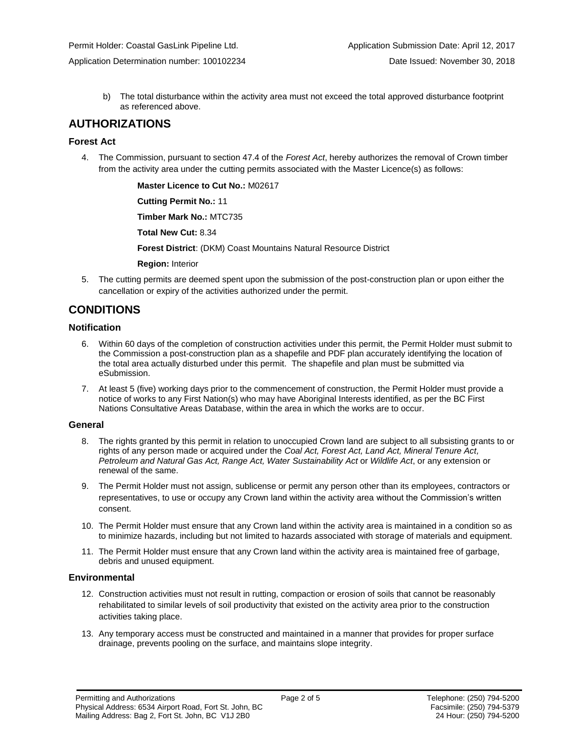b) The total disturbance within the activity area must not exceed the total approved disturbance footprint as referenced above.

## AUTHORIZATIONS

### Forest Act

4. The Commission, pursuant to section 47.4 of the *Forest Act*, hereby authorizes the removal of Crown timber from the activity area under the cutting permits associated with the Master Licence(s) as follows:

   **Master Licence to Cut No.:** M02617

   **Cutting Permit No.:** 11

   **Timber Mark No.:** MTC735

   **Total New Cut:** 8.34

   **Forest District**: (DKM) Coast Mountains Natural Resource District

   **Region:** Interior

5. The cutting permits are deemed spent upon the submission of the post-construction plan or upon either the cancellation or expiry of the activities authorized under the permit.

## CONDITIONS

### Notification

6. Within 60 days of the completion of construction activities under this permit, the Permit Holder must submit to the Commission a post-construction plan as a shapefile and PDF plan accurately identifying the location of the total area actually disturbed under this permit. The shapefile and plan must be submitted via eSubmission.
7. At least 5 (five) working days prior to the commencement of construction, the Permit Holder must provide a notice of works to any First Nation(s) who may have Aboriginal Interests identified, as per the BC First Nations Consultative Areas Database, within the area in which the works are to occur.

### General

8. The rights granted by this permit in relation to unoccupied Crown land are subject to all subsisting grants to or rights of any person made or acquired under the *Coal Act, Forest Act, Land Act, Mineral Tenure Act, Petroleum and Natural Gas Act, Range Act, Water Sustainability Act* or *Wildlife Act*, or any extension or renewal of the same.
9. The Permit Holder must not assign, sublicense or permit any person other than its employees, contractors or representatives, to use or occupy any Crown land within the activity area without the Commission's written consent.
10. The Permit Holder must ensure that any Crown land within the activity area is maintained in a condition so as to minimize hazards, including but not limited to hazards associated with storage of materials and equipment.
11. The Permit Holder must ensure that any Crown land within the activity area is maintained free of garbage, debris and unused equipment.

### Environmental

12. Construction activities must not result in rutting, compaction or erosion of soils that cannot be reasonably rehabilitated to similar levels of soil productivity that existed on the activity area prior to the construction activities taking place.
13. Any temporary access must be constructed and maintained in a manner that provides for proper surface drainage, prevents pooling on the surface, and maintains slope integrity.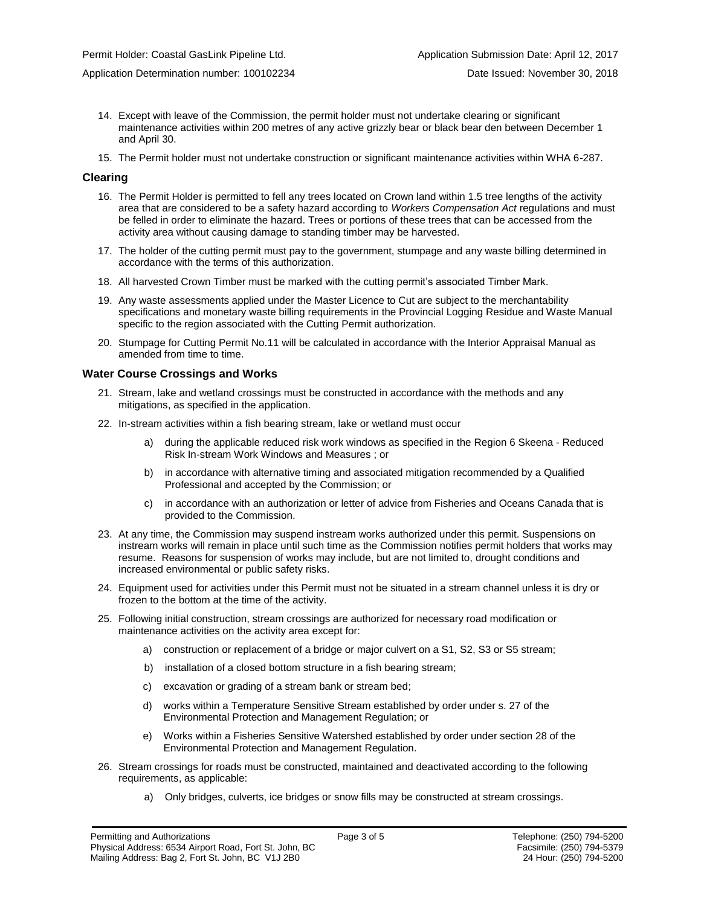14. Except with leave of the Commission, the permit holder must not undertake clearing or significant maintenance activities within 200 metres of any active grizzly bear or black bear den between December 1 and April 30.

15. The Permit holder must not undertake construction or significant maintenance activities within WHA 6-287.

## Clearing

16. The Permit Holder is permitted to fell any trees located on Crown land within 1.5 tree lengths of the activity area that are considered to be a safety hazard according to *Workers Compensation Act* regulations and must be felled in order to eliminate the hazard. Trees or portions of these trees that can be accessed from the activity area without causing damage to standing timber may be harvested.

17. The holder of the cutting permit must pay to the government, stumpage and any waste billing determined in accordance with the terms of this authorization.

18. All harvested Crown Timber must be marked with the cutting permit's associated Timber Mark.

19. Any waste assessments applied under the Master Licence to Cut are subject to the merchantability specifications and monetary waste billing requirements in the Provincial Logging Residue and Waste Manual specific to the region associated with the Cutting Permit authorization.

20. Stumpage for Cutting Permit No.11 will be calculated in accordance with the Interior Appraisal Manual as amended from time to time.

## Water Course Crossings and Works

21. Stream, lake and wetland crossings must be constructed in accordance with the methods and any mitigations, as specified in the application.

22. In-stream activities within a fish bearing stream, lake or wetland must occur

    a) during the applicable reduced risk work windows as specified in the Region 6 Skeena - Reduced Risk In-stream Work Windows and Measures ; or

    b) in accordance with alternative timing and associated mitigation recommended by a Qualified Professional and accepted by the Commission; or

    c) in accordance with an authorization or letter of advice from Fisheries and Oceans Canada that is provided to the Commission.

23. At any time, the Commission may suspend instream works authorized under this permit. Suspensions on instream works will remain in place until such time as the Commission notifies permit holders that works may resume. Reasons for suspension of works may include, but are not limited to, drought conditions and increased environmental or public safety risks.

24. Equipment used for activities under this Permit must not be situated in a stream channel unless it is dry or frozen to the bottom at the time of the activity.

25. Following initial construction, stream crossings are authorized for necessary road modification or maintenance activities on the activity area except for:

    a) construction or replacement of a bridge or major culvert on a S1, S2, S3 or S5 stream;

    b) installation of a closed bottom structure in a fish bearing stream;

    c) excavation or grading of a stream bank or stream bed;

    d) works within a Temperature Sensitive Stream established by order under s. 27 of the Environmental Protection and Management Regulation; or

    e) Works within a Fisheries Sensitive Watershed established by order under section 28 of the Environmental Protection and Management Regulation.

26. Stream crossings for roads must be constructed, maintained and deactivated according to the following requirements, as applicable:

    a) Only bridges, culverts, ice bridges or snow fills may be constructed at stream crossings.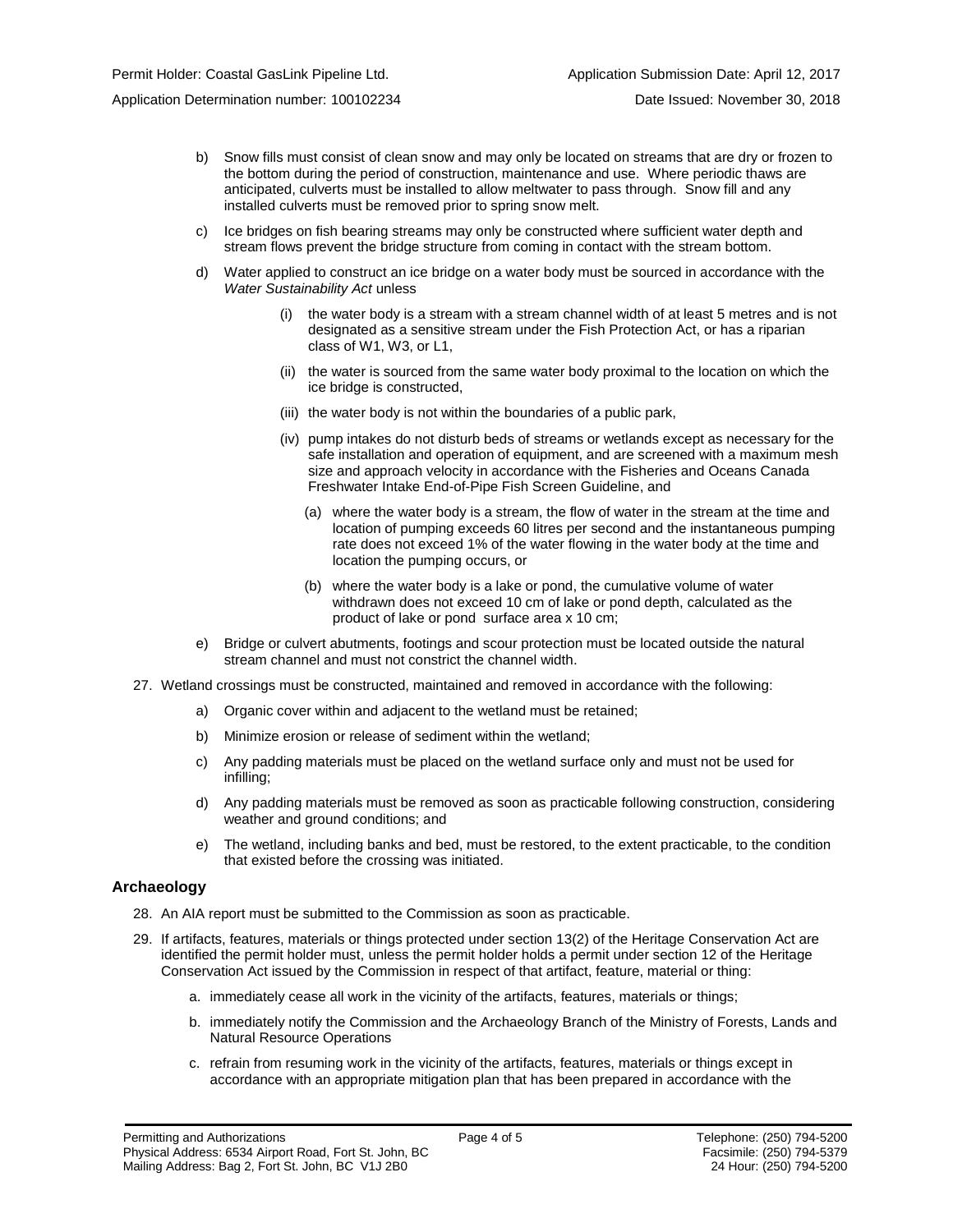b) Snow fills must consist of clean snow and may only be located on streams that are dry or frozen to the bottom during the period of construction, maintenance and use. Where periodic thaws are anticipated, culverts must be installed to allow meltwater to pass through. Snow fill and any installed culverts must be removed prior to spring snow melt.

c) Ice bridges on fish bearing streams may only be constructed where sufficient water depth and stream flows prevent the bridge structure from coming in contact with the stream bottom.

d) Water applied to construct an ice bridge on a water body must be sourced in accordance with the *Water Sustainability Act* unless

  (i) the water body is a stream with a stream channel width of at least 5 metres and is not designated as a sensitive stream under the Fish Protection Act, or has a riparian class of W1, W3, or L1,

  (ii) the water is sourced from the same water body proximal to the location on which the ice bridge is constructed,

  (iii) the water body is not within the boundaries of a public park,

  (iv) pump intakes do not disturb beds of streams or wetlands except as necessary for the safe installation and operation of equipment, and are screened with a maximum mesh size and approach velocity in accordance with the Fisheries and Oceans Canada Freshwater Intake End-of-Pipe Fish Screen Guideline, and

    (a) where the water body is a stream, the flow of water in the stream at the time and location of pumping exceeds 60 litres per second and the instantaneous pumping rate does not exceed 1% of the water flowing in the water body at the time and location the pumping occurs, or

    (b) where the water body is a lake or pond, the cumulative volume of water withdrawn does not exceed 10 cm of lake or pond depth, calculated as the product of lake or pond surface area x 10 cm;

e) Bridge or culvert abutments, footings and scour protection must be located outside the natural stream channel and must not constrict the channel width.

27. Wetland crossings must be constructed, maintained and removed in accordance with the following:

  a) Organic cover within and adjacent to the wetland must be retained;

  b) Minimize erosion or release of sediment within the wetland;

  c) Any padding materials must be placed on the wetland surface only and must not be used for infilling;

  d) Any padding materials must be removed as soon as practicable following construction, considering weather and ground conditions; and

  e) The wetland, including banks and bed, must be restored, to the extent practicable, to the condition that existed before the crossing was initiated.

## Archaeology

28. An AIA report must be submitted to the Commission as soon as practicable.

29. If artifacts, features, materials or things protected under section 13(2) of the Heritage Conservation Act are identified the permit holder must, unless the permit holder holds a permit under section 12 of the Heritage Conservation Act issued by the Commission in respect of that artifact, feature, material or thing:

  a. immediately cease all work in the vicinity of the artifacts, features, materials or things;

  b. immediately notify the Commission and the Archaeology Branch of the Ministry of Forests, Lands and Natural Resource Operations

  c. refrain from resuming work in the vicinity of the artifacts, features, materials or things except in accordance with an appropriate mitigation plan that has been prepared in accordance with the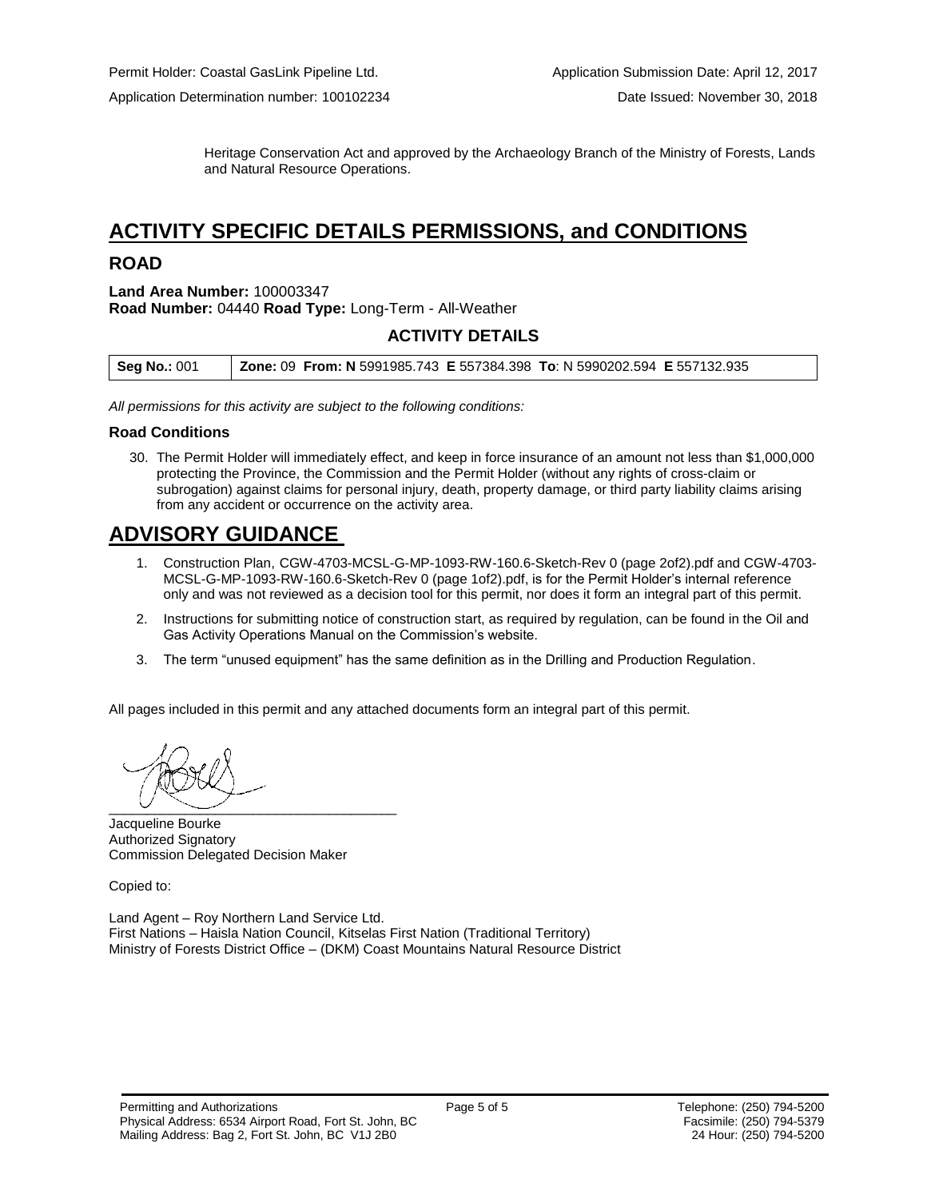Heritage Conservation Act and approved by the Archaeology Branch of the Ministry of Forests, Lands and Natural Resource Operations.

# ACTIVITY SPECIFIC DETAILS PERMISSIONS, and CONDITIONS

## ROAD

**Land Area Number:** 100003347
**Road Number:** 04440 **Road Type:** Long-Term - All-Weather

### ACTIVITY DETAILS

| | |
|---|---|
| **Seg No.:** 001 | **Zone:** 09 **From: N** 5991985.743 **E** 557384.398 **To**: N 5990202.594 **E** 557132.935 |

*All permissions for this activity are subject to the following conditions:*

**Road Conditions**

30. The Permit Holder will immediately effect, and keep in force insurance of an amount not less than $1,000,000 protecting the Province, the Commission and the Permit Holder (without any rights of cross-claim or subrogation) against claims for personal injury, death, property damage, or third party liability claims arising from any accident or occurrence on the activity area.

# ADVISORY GUIDANCE

1. Construction Plan, CGW-4703-MCSL-G-MP-1093-RW-160.6-Sketch-Rev 0 (page 2of2).pdf and CGW-4703-MCSL-G-MP-1093-RW-160.6-Sketch-Rev 0 (page 1of2).pdf, is for the Permit Holder's internal reference only and was not reviewed as a decision tool for this permit, nor does it form an integral part of this permit.
2. Instructions for submitting notice of construction start, as required by regulation, can be found in the Oil and Gas Activity Operations Manual on the Commission's website.
3. The term "unused equipment" has the same definition as in the Drilling and Production Regulation.

All pages included in this permit and any attached documents form an integral part of this permit.

Jacqueline Bourke
Authorized Signatory
Commission Delegated Decision Maker

Copied to:

Land Agent – Roy Northern Land Service Ltd.
First Nations – Haisla Nation Council, Kitselas First Nation (Traditional Territory)
Ministry of Forests District Office – (DKM) Coast Mountains Natural Resource District